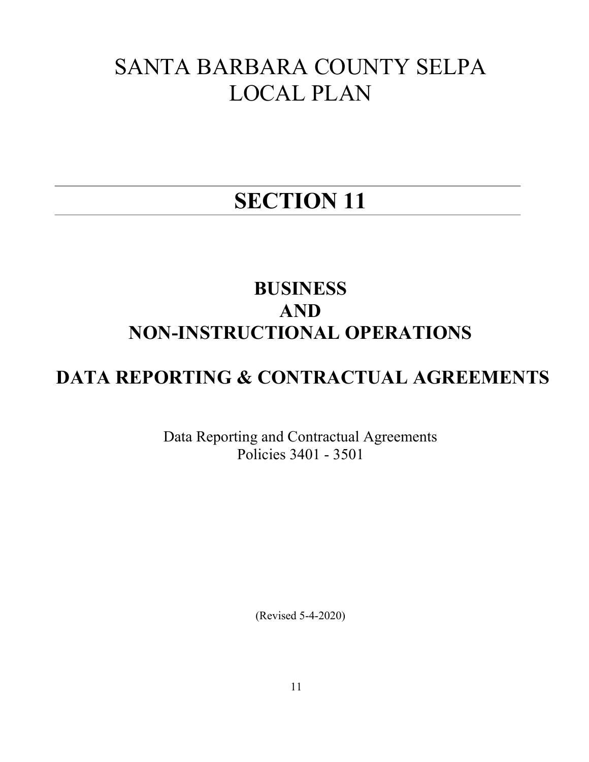# SANTA BARBARA COUNTY SELPA LOCAL PLAN

# SECTION 11

## BUSINESS AND NON-INSTRUCTIONAL OPERATIONS

## DATA REPORTING & CONTRACTUAL AGREEMENTS

Data Reporting and Contractual Agreements
Policies 3401 - 3501

(Revised 5-4-2020)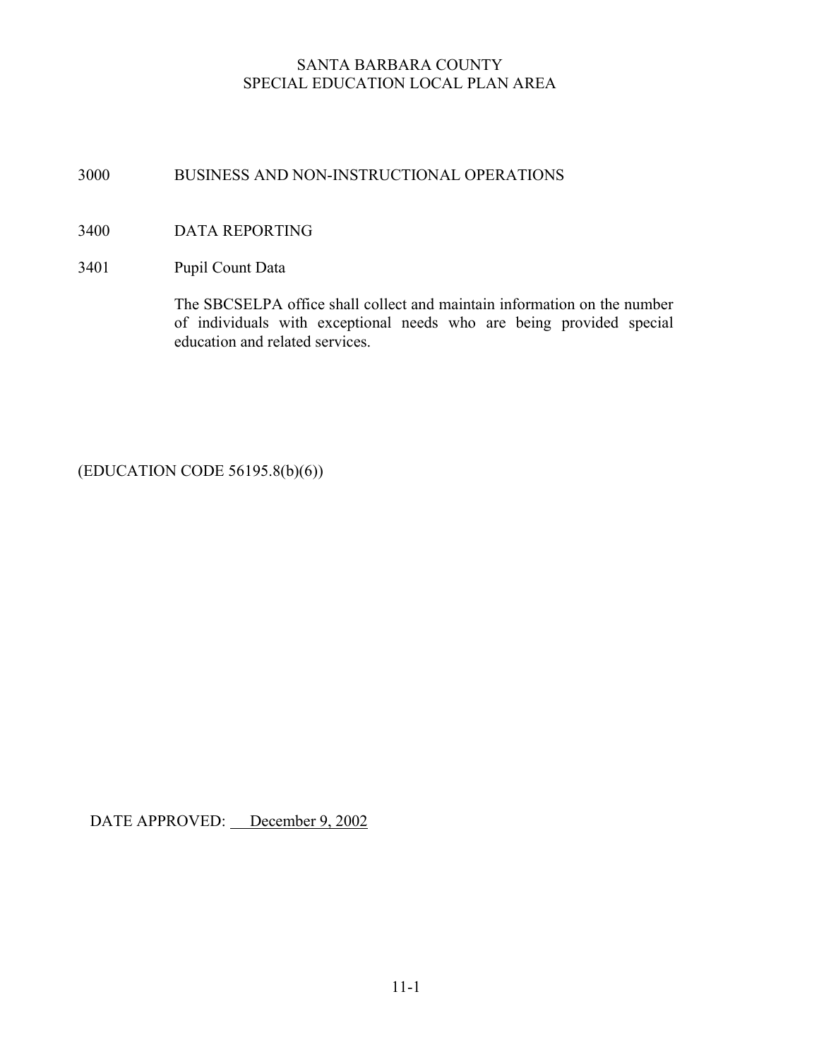SANTA BARBARA COUNTY
SPECIAL EDUCATION LOCAL PLAN AREA

## 3000 BUSINESS AND NON-INSTRUCTIONAL OPERATIONS

### 3400 DATA REPORTING

#### 3401 Pupil Count Data

The SBCSELPA office shall collect and maintain information on the number of individuals with exceptional needs who are being provided special education and related services.

(EDUCATION CODE 56195.8(b)(6))

DATE APPROVED: December 9, 2002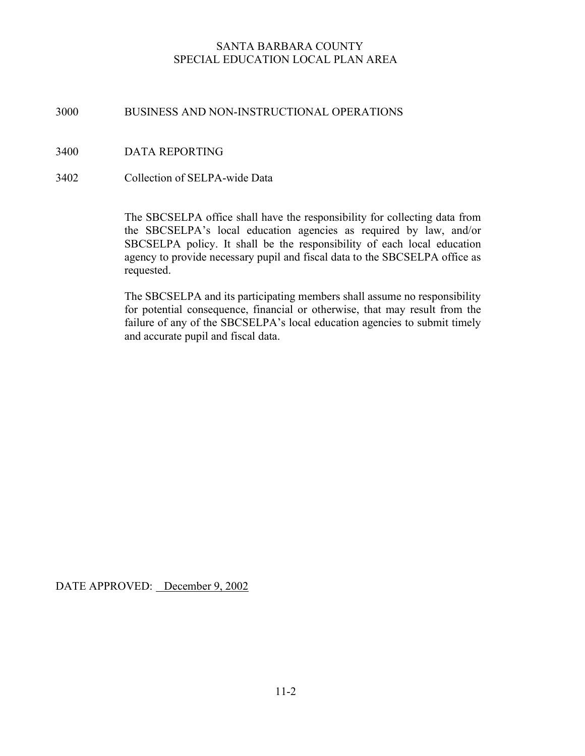SANTA BARBARA COUNTY
SPECIAL EDUCATION LOCAL PLAN AREA

## 3000 BUSINESS AND NON-INSTRUCTIONAL OPERATIONS

## 3400 DATA REPORTING

### 3402 Collection of SELPA-wide Data

The SBCSELPA office shall have the responsibility for collecting data from the SBCSELPA's local education agencies as required by law, and/or SBCSELPA policy. It shall be the responsibility of each local education agency to provide necessary pupil and fiscal data to the SBCSELPA office as requested.

The SBCSELPA and its participating members shall assume no responsibility for potential consequence, financial or otherwise, that may result from the failure of any of the SBCSELPA's local education agencies to submit timely and accurate pupil and fiscal data.

DATE APPROVED: December 9, 2002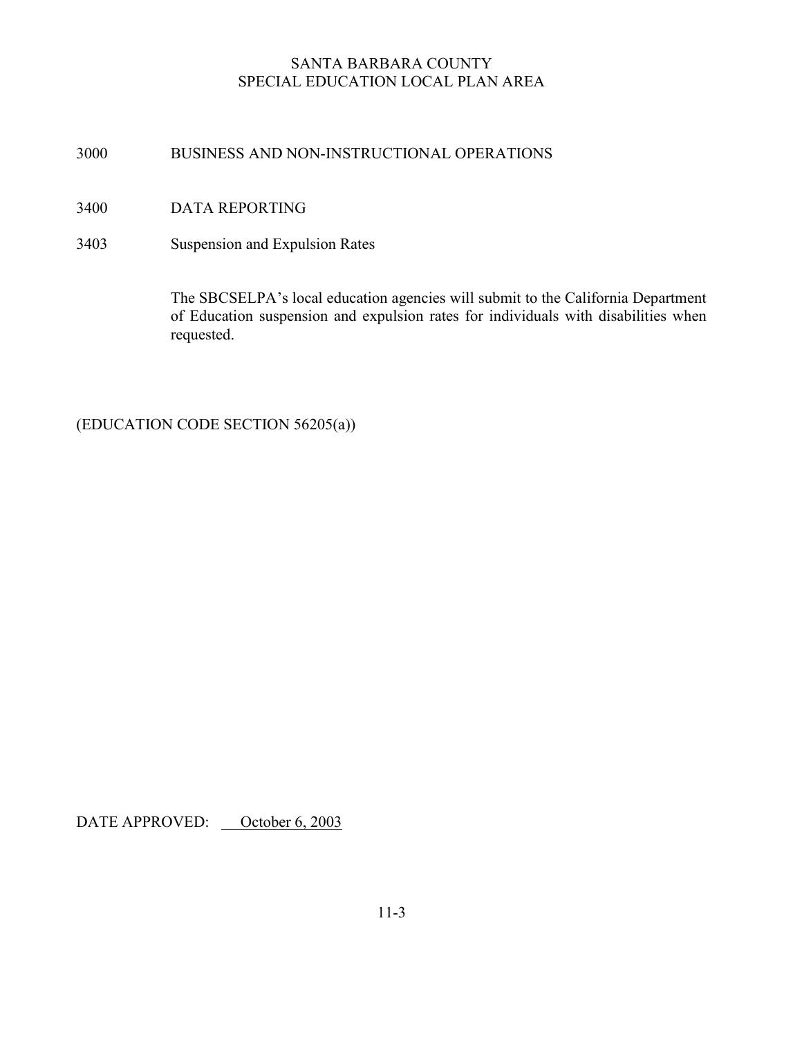# SANTA BARBARA COUNTY
# SPECIAL EDUCATION LOCAL PLAN AREA

## 3000 BUSINESS AND NON-INSTRUCTIONAL OPERATIONS

## 3400 DATA REPORTING

### 3403 Suspension and Expulsion Rates

The SBCSELPA's local education agencies will submit to the California Department of Education suspension and expulsion rates for individuals with disabilities when requested.

(EDUCATION CODE SECTION 56205(a))

DATE APPROVED: October 6, 2003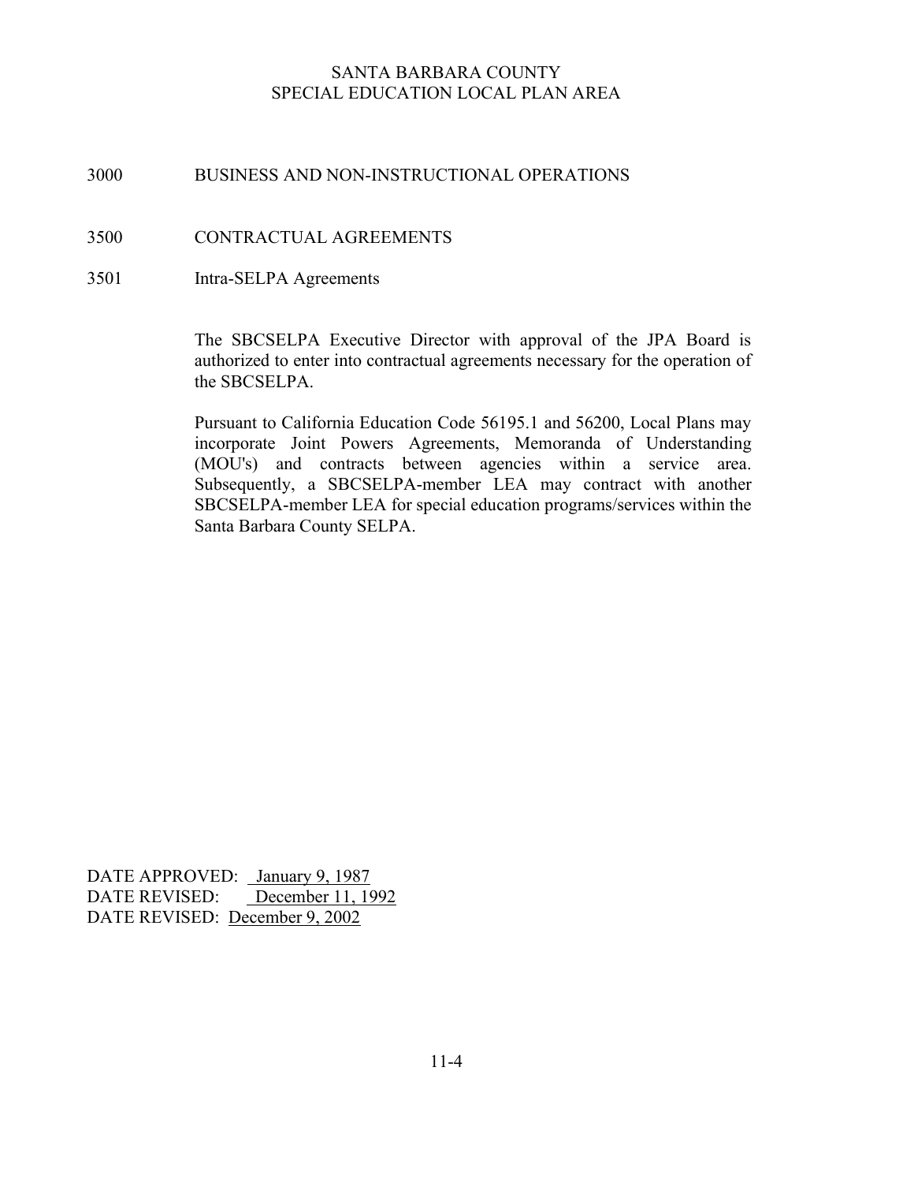SANTA BARBARA COUNTY
SPECIAL EDUCATION LOCAL PLAN AREA

## 3000 BUSINESS AND NON-INSTRUCTIONAL OPERATIONS

## 3500 CONTRACTUAL AGREEMENTS

### 3501 Intra-SELPA Agreements

The SBCSELPA Executive Director with approval of the JPA Board is authorized to enter into contractual agreements necessary for the operation of the SBCSELPA.

Pursuant to California Education Code 56195.1 and 56200, Local Plans may incorporate Joint Powers Agreements, Memoranda of Understanding (MOU's) and contracts between agencies within a service area. Subsequently, a SBCSELPA-member LEA may contract with another SBCSELPA-member LEA for special education programs/services within the Santa Barbara County SELPA.

DATE APPROVED: January 9, 1987
DATE REVISED: December 11, 1992
DATE REVISED: December 9, 2002